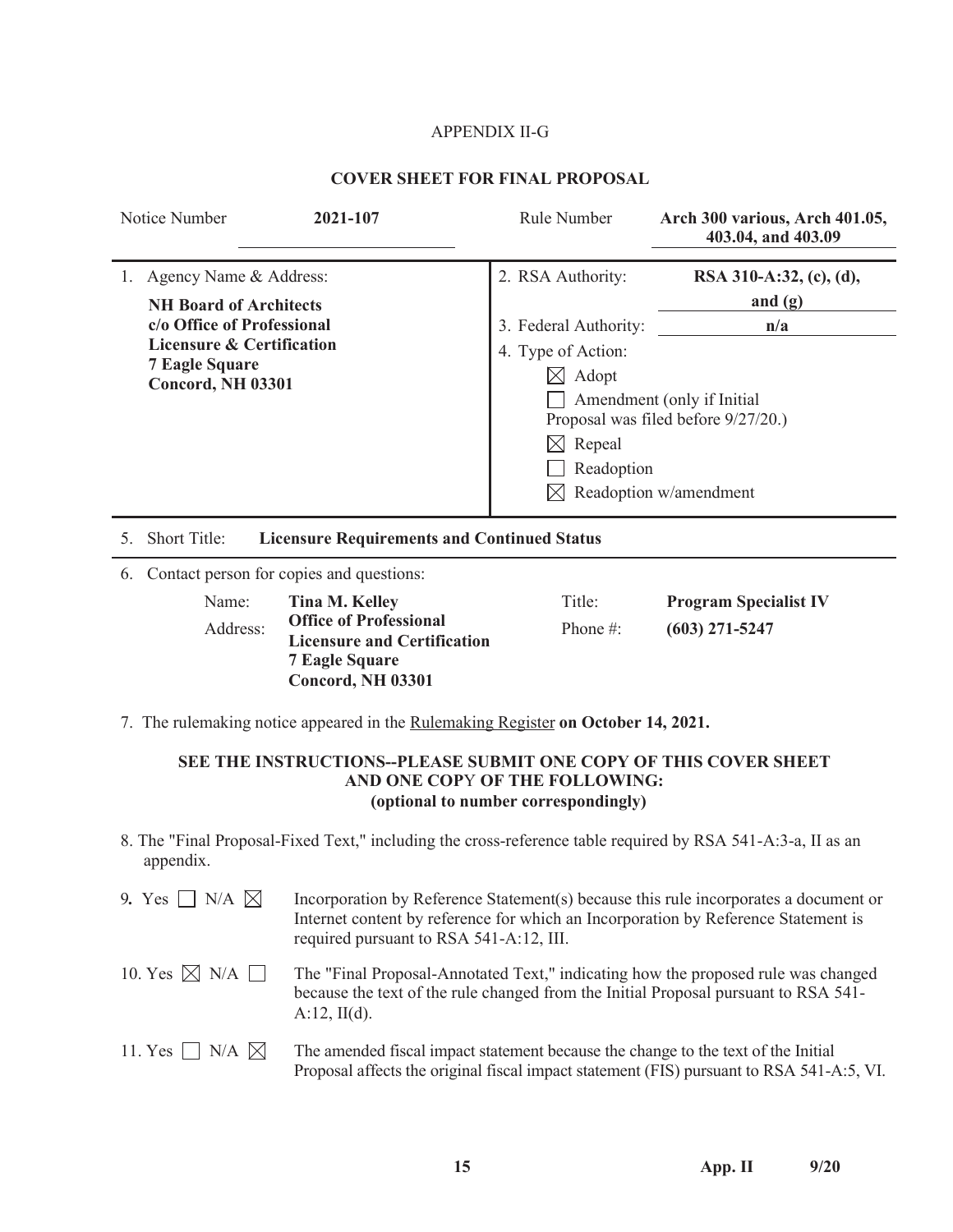APPENDIX II-G

**COVER SHEET FOR FINAL PROPOSAL**

| Notice Number | **2021-107** | Rule Number | **Arch 300 various, Arch 401.05, 403.04, and 403.09** |
|---|---|---|---|

1. Agency Name & Address:

   **NH Board of Architects**
   **c/o Office of Professional Licensure & Certification**
   **7 Eagle Square**
   **Concord, NH 03301**

2. RSA Authority: **RSA 310-A:32, (c), (d), and (g)**

3. Federal Authority: **n/a**

4. Type of Action:

   ☒ Adopt
   ☐ Amendment (only if Initial Proposal was filed before 9/27/20.)
   ☒ Repeal
   ☐ Readoption
   ☒ Readoption w/amendment

5. Short Title: **Licensure Requirements and Continued Status**

6. Contact person for copies and questions:

| | | | |
|---|---|---|---|
| Name: | **Tina M. Kelley** | Title: | **Program Specialist IV** |
| Address: | **Office of Professional Licensure and Certification 7 Eagle Square Concord, NH 03301** | Phone #: | **(603) 271-5247** |

7. The rulemaking notice appeared in the Rulemaking Register **on October 14, 2021.**

**SEE THE INSTRUCTIONS--PLEASE SUBMIT ONE COPY OF THIS COVER SHEET AND ONE COPY OF THE FOLLOWING: (optional to number correspondingly)**

8. The "Final Proposal-Fixed Text," including the cross-reference table required by RSA 541-A:3-a, II as an appendix.

9. Yes ☐ N/A ☒ Incorporation by Reference Statement(s) because this rule incorporates a document or Internet content by reference for which an Incorporation by Reference Statement is required pursuant to RSA 541-A:12, III.

10. Yes ☒ N/A ☐ The "Final Proposal-Annotated Text," indicating how the proposed rule was changed because the text of the rule changed from the Initial Proposal pursuant to RSA 541-A:12, II(d).

11. Yes ☐ N/A ☒ The amended fiscal impact statement because the change to the text of the Initial Proposal affects the original fiscal impact statement (FIS) pursuant to RSA 541-A:5, VI.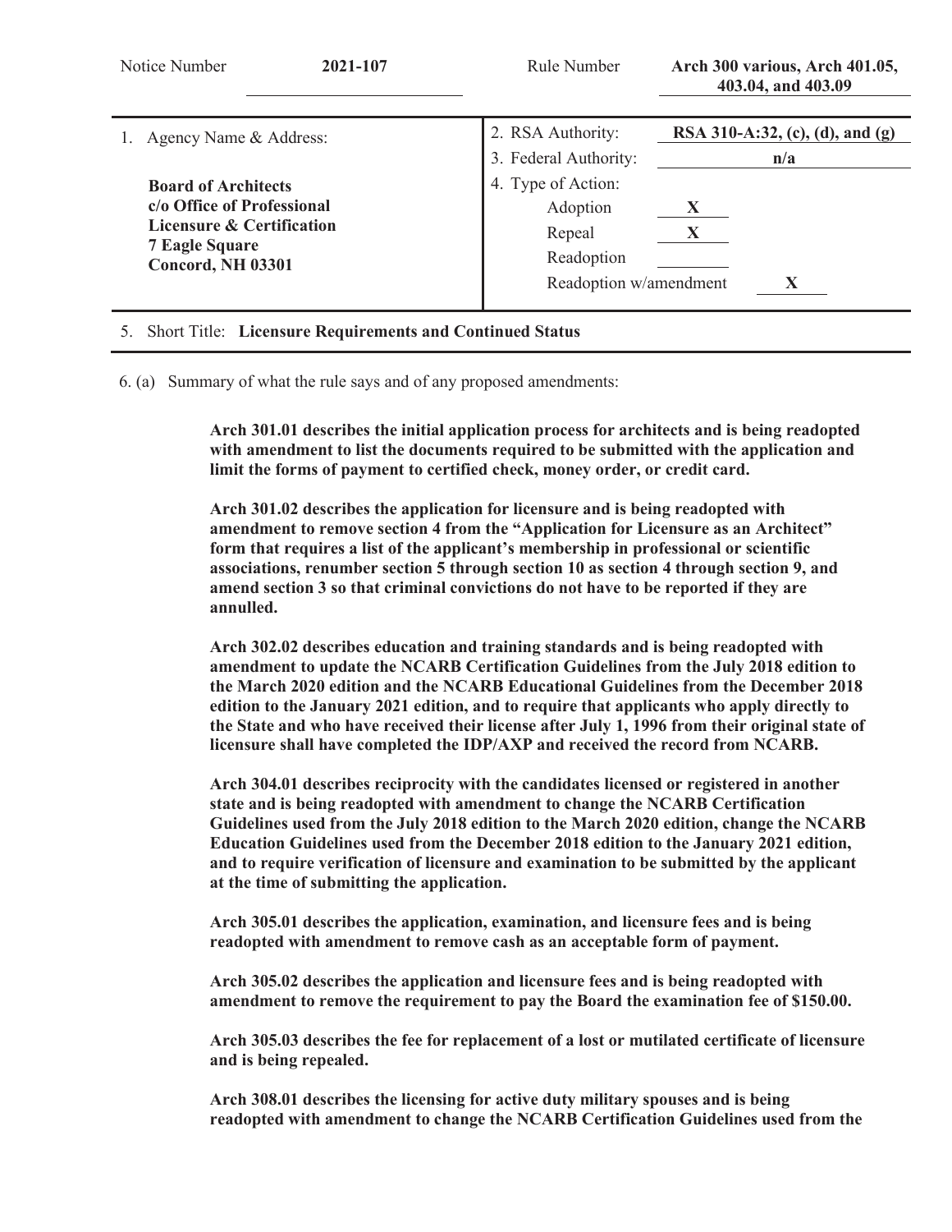| Notice Number | 2021-107 | Rule Number | Arch 300 various, Arch 401.05, 403.04, and 403.09 |
|---|---|---|---|

| 1. Agency Name & Address: | 2. RSA Authority: | RSA 310-A:32, (c), (d), and (g) |
|---|---|---|
| | 3. Federal Authority: | n/a |
| **Board of Architects**<br>**c/o Office of Professional Licensure & Certification**<br>**7 Eagle Square**<br>**Concord, NH 03301** | 4. Type of Action: | |
| | Adoption | X |
| | Repeal | X |
| | Readoption | |
| | Readoption w/amendment | X |

5. Short Title: **Licensure Requirements and Continued Status**

6. (a) Summary of what the rule says and of any proposed amendments:

**Arch 301.01 describes the initial application process for architects and is being readopted with amendment to list the documents required to be submitted with the application and limit the forms of payment to certified check, money order, or credit card.**

**Arch 301.02 describes the application for licensure and is being readopted with amendment to remove section 4 from the "Application for Licensure as an Architect" form that requires a list of the applicant's membership in professional or scientific associations, renumber section 5 through section 10 as section 4 through section 9, and amend section 3 so that criminal convictions do not have to be reported if they are annulled.**

**Arch 302.02 describes education and training standards and is being readopted with amendment to update the NCARB Certification Guidelines from the July 2018 edition to the March 2020 edition and the NCARB Educational Guidelines from the December 2018 edition to the January 2021 edition, and to require that applicants who apply directly to the State and who have received their license after July 1, 1996 from their original state of licensure shall have completed the IDP/AXP and received the record from NCARB.**

**Arch 304.01 describes reciprocity with the candidates licensed or registered in another state and is being readopted with amendment to change the NCARB Certification Guidelines used from the July 2018 edition to the March 2020 edition, change the NCARB Education Guidelines used from the December 2018 edition to the January 2021 edition, and to require verification of licensure and examination to be submitted by the applicant at the time of submitting the application.**

**Arch 305.01 describes the application, examination, and licensure fees and is being readopted with amendment to remove cash as an acceptable form of payment.**

**Arch 305.02 describes the application and licensure fees and is being readopted with amendment to remove the requirement to pay the Board the examination fee of $150.00.**

**Arch 305.03 describes the fee for replacement of a lost or mutilated certificate of licensure and is being repealed.**

**Arch 308.01 describes the licensing for active duty military spouses and is being readopted with amendment to change the NCARB Certification Guidelines used from the**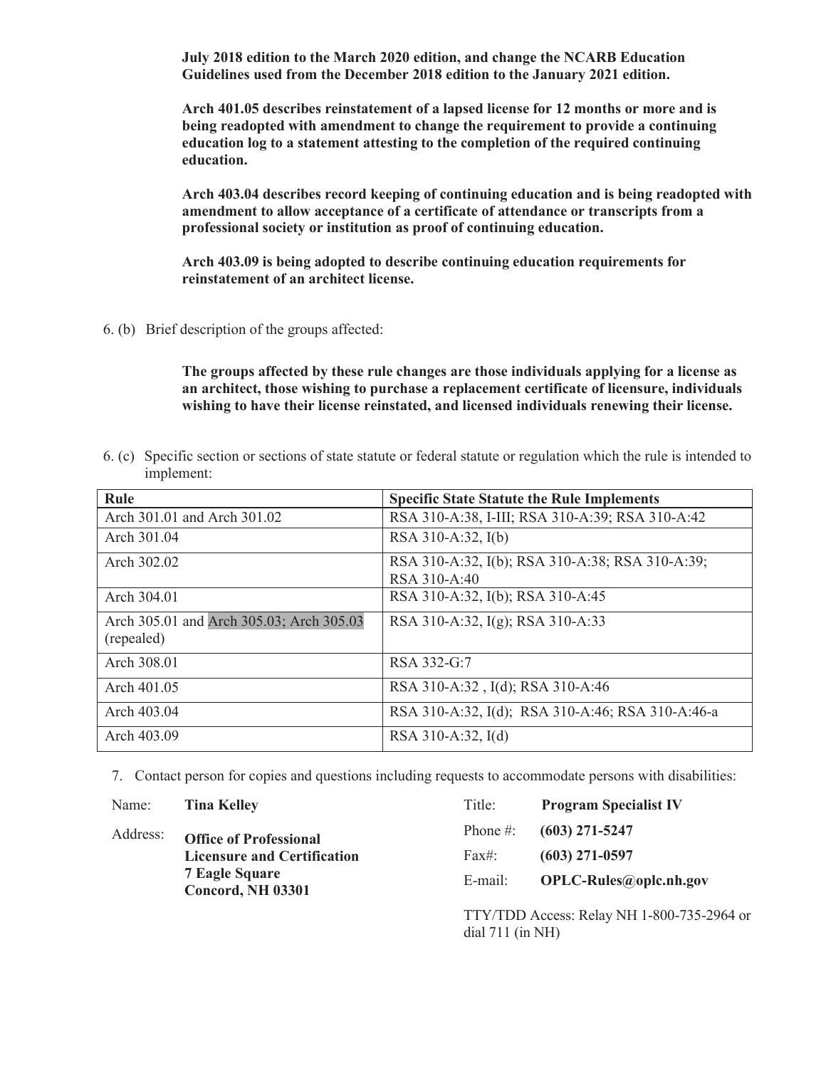**July 2018 edition to the March 2020 edition, and change the NCARB Education Guidelines used from the December 2018 edition to the January 2021 edition.**

**Arch 401.05 describes reinstatement of a lapsed license for 12 months or more and is being readopted with amendment to change the requirement to provide a continuing education log to a statement attesting to the completion of the required continuing education.**

**Arch 403.04 describes record keeping of continuing education and is being readopted with amendment to allow acceptance of a certificate of attendance or transcripts from a professional society or institution as proof of continuing education.**

**Arch 403.09 is being adopted to describe continuing education requirements for reinstatement of an architect license.**

6. (b) Brief description of the groups affected:

**The groups affected by these rule changes are those individuals applying for a license as an architect, those wishing to purchase a replacement certificate of licensure, individuals wishing to have their license reinstated, and licensed individuals renewing their license.**

6. (c) Specific section or sections of state statute or federal statute or regulation which the rule is intended to implement:

| Rule | Specific State Statute the Rule Implements |
|---|---|
| Arch 301.01 and Arch 301.02 | RSA 310-A:38, I-III; RSA 310-A:39; RSA 310-A:42 |
| Arch 301.04 | RSA 310-A:32, I(b) |
| Arch 302.02 | RSA 310-A:32, I(b); RSA 310-A:38; RSA 310-A:39; RSA 310-A:40 |
| Arch 304.01 | RSA 310-A:32, I(b); RSA 310-A:45 |
| Arch 305.01 and Arch 305.03; Arch 305.03 (repealed) | RSA 310-A:32, I(g); RSA 310-A:33 |
| Arch 308.01 | RSA 332-G:7 |
| Arch 401.05 | RSA 310-A:32 , I(d); RSA 310-A:46 |
| Arch 403.04 | RSA 310-A:32, I(d); RSA 310-A:46; RSA 310-A:46-a |
| Arch 403.09 | RSA 310-A:32, I(d) |

7. Contact person for copies and questions including requests to accommodate persons with disabilities:

Name: **Tina Kelley**

Title: **Program Specialist IV**

Address: **Office of Professional Licensure and Certification**
**7 Eagle Square**
**Concord, NH 03301**

Phone #: **(603) 271-5247**

Fax#: **(603) 271-0597**

E-mail: **OPLC-Rules@oplc.nh.gov**

TTY/TDD Access: Relay NH 1-800-735-2964 or dial 711 (in NH)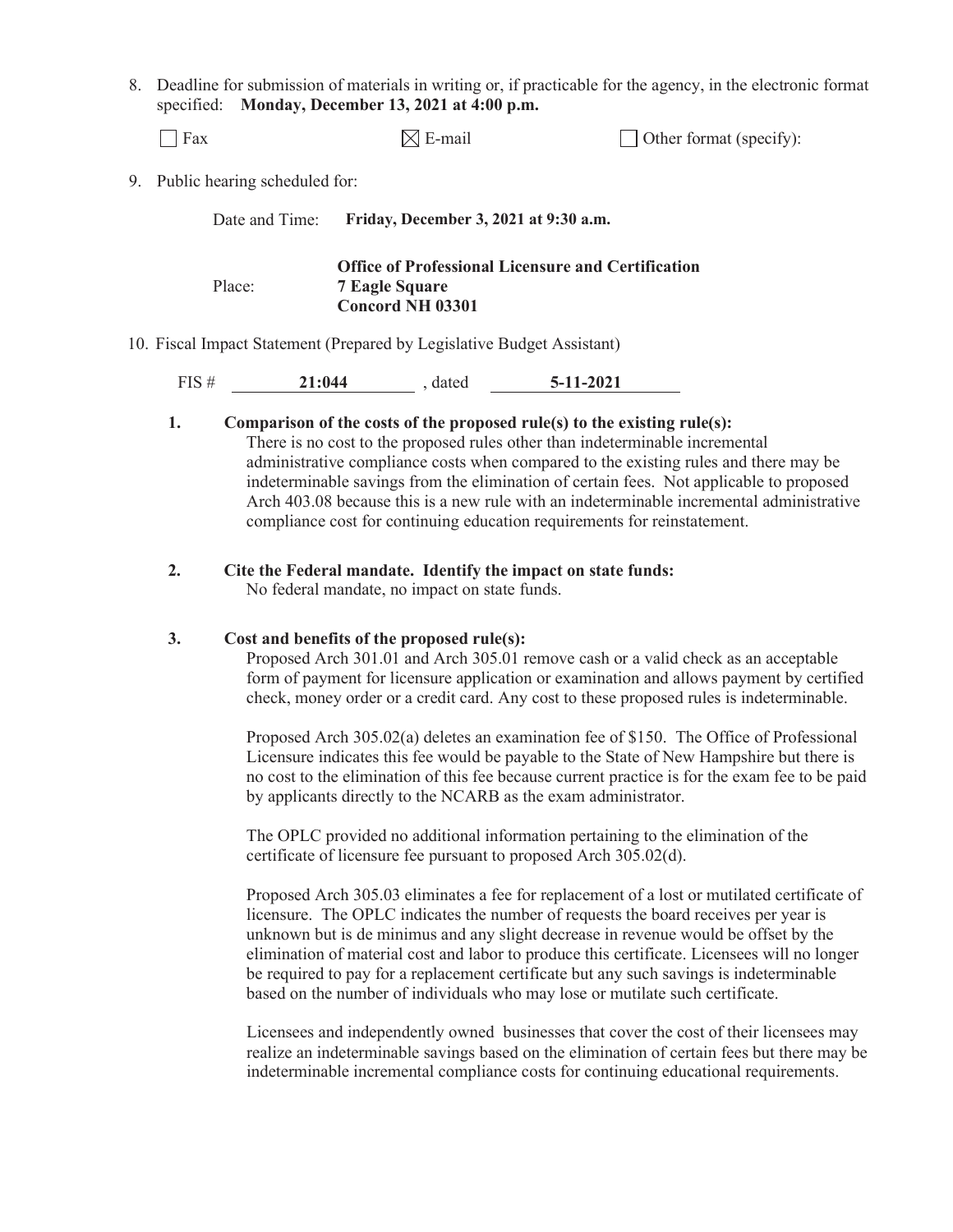8. Deadline for submission of materials in writing or, if practicable for the agency, in the electronic format specified: **Monday, December 13, 2021 at 4:00 p.m.**

☐ Fax ☒ E-mail ☐ Other format (specify):

9. Public hearing scheduled for:

Date and Time: **Friday, December 3, 2021 at 9:30 a.m.**

Place: **Office of Professional Licensure and Certification**
**7 Eagle Square**
**Concord NH 03301**

10. Fiscal Impact Statement (Prepared by Legislative Budget Assistant)

FIS # **21:044** , dated **5-11-2021**

**1. Comparison of the costs of the proposed rule(s) to the existing rule(s):**

There is no cost to the proposed rules other than indeterminable incremental administrative compliance costs when compared to the existing rules and there may be indeterminable savings from the elimination of certain fees. Not applicable to proposed Arch 403.08 because this is a new rule with an indeterminable incremental administrative compliance cost for continuing education requirements for reinstatement.

**2. Cite the Federal mandate. Identify the impact on state funds:**

No federal mandate, no impact on state funds.

**3. Cost and benefits of the proposed rule(s):**

Proposed Arch 301.01 and Arch 305.01 remove cash or a valid check as an acceptable form of payment for licensure application or examination and allows payment by certified check, money order or a credit card. Any cost to these proposed rules is indeterminable.

Proposed Arch 305.02(a) deletes an examination fee of $150. The Office of Professional Licensure indicates this fee would be payable to the State of New Hampshire but there is no cost to the elimination of this fee because current practice is for the exam fee to be paid by applicants directly to the NCARB as the exam administrator.

The OPLC provided no additional information pertaining to the elimination of the certificate of licensure fee pursuant to proposed Arch 305.02(d).

Proposed Arch 305.03 eliminates a fee for replacement of a lost or mutilated certificate of licensure. The OPLC indicates the number of requests the board receives per year is unknown but is de minimus and any slight decrease in revenue would be offset by the elimination of material cost and labor to produce this certificate. Licensees will no longer be required to pay for a replacement certificate but any such savings is indeterminable based on the number of individuals who may lose or mutilate such certificate.

Licensees and independently owned businesses that cover the cost of their licensees may realize an indeterminable savings based on the elimination of certain fees but there may be indeterminable incremental compliance costs for continuing educational requirements.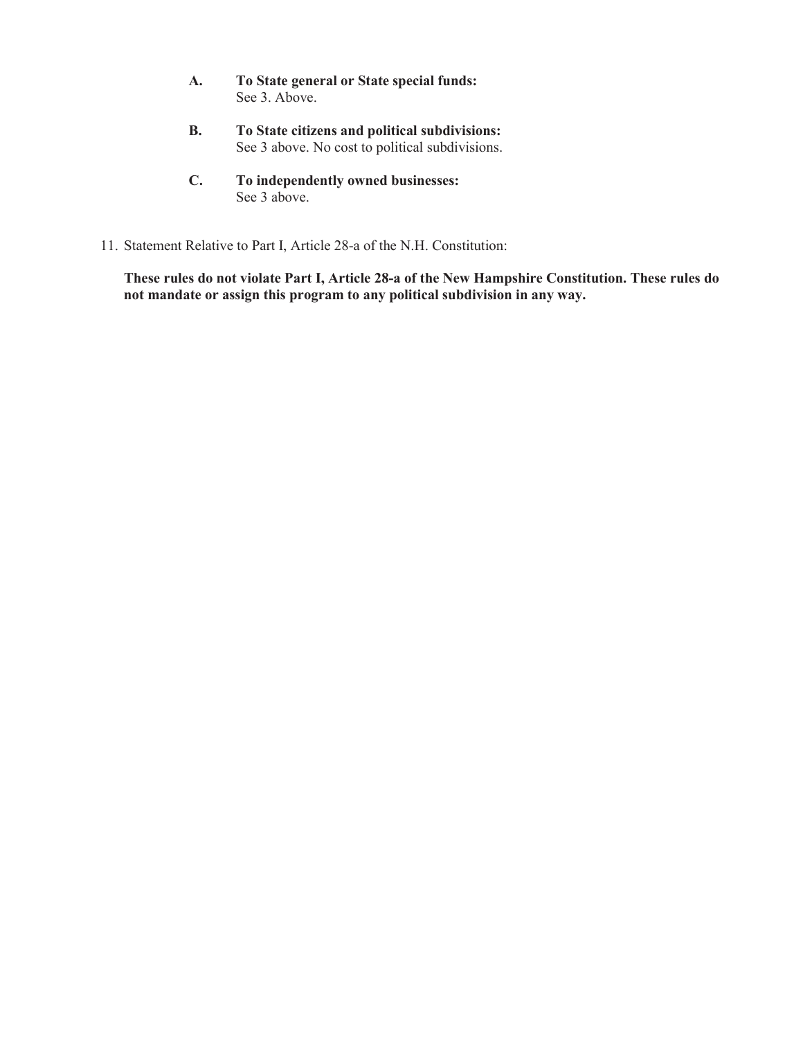A. **To State general or State special funds:**
   See 3. Above.

B. **To State citizens and political subdivisions:**
   See 3 above. No cost to political subdivisions.

C. **To independently owned businesses:**
   See 3 above.

11. Statement Relative to Part I, Article 28-a of the N.H. Constitution:

    **These rules do not violate Part I, Article 28-a of the New Hampshire Constitution. These rules do not mandate or assign this program to any political subdivision in any way.**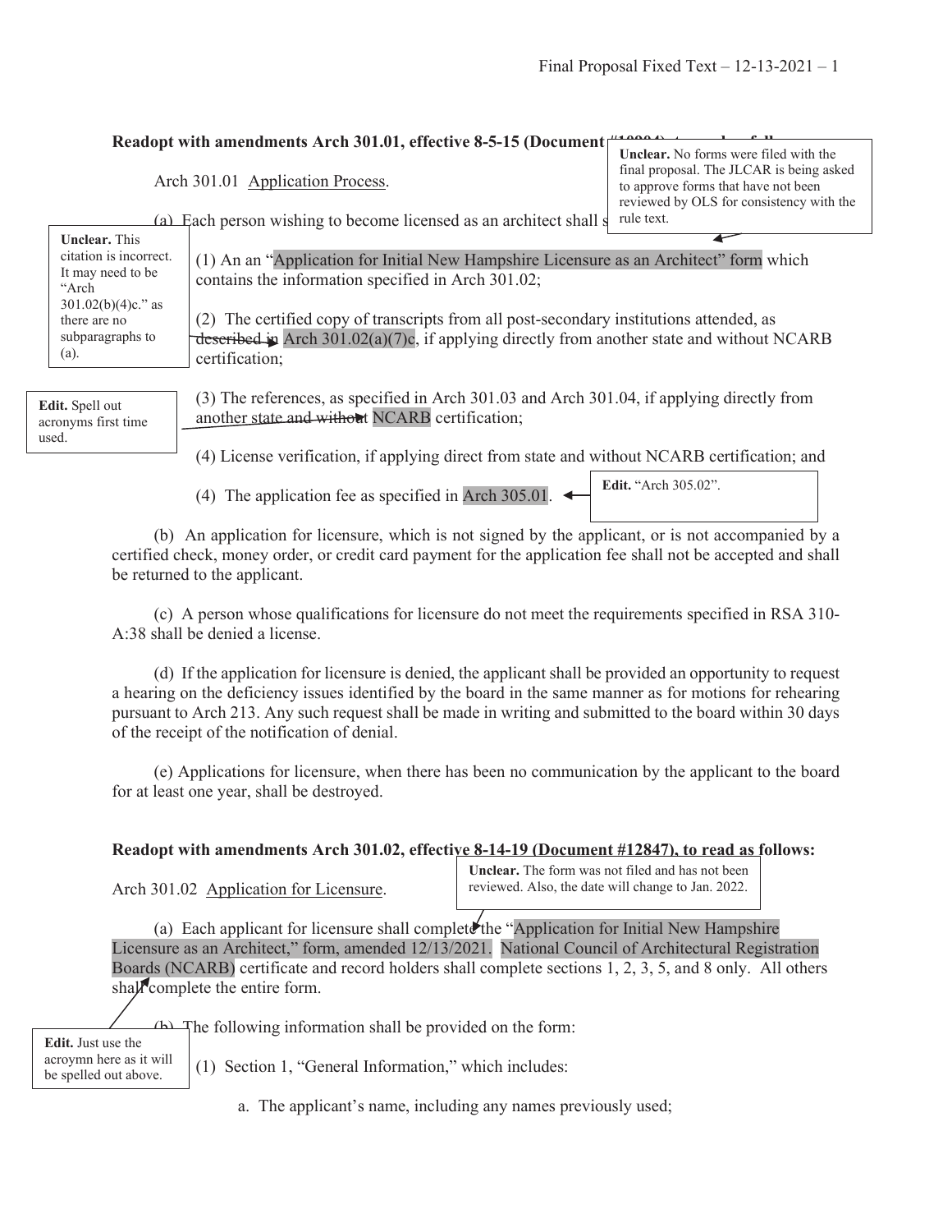**Readopt with amendments Arch 301.01, effective 8-5-15 (Document #10904), to read as follows:**

> **Unclear.** No forms were filed with the final proposal. The JLCAR is being asked to approve forms that have not been reviewed by OLS for consistency with the rule text.

Arch 301.01 Application Process.

(a) Each person wishing to become licensed as an architect shall submit:

> **Unclear.** This citation is incorrect. It may need to be "Arch 301.02(b)(4)c." as there are no subparagraphs to (a).

(1) An an "Application for Initial New Hampshire Licensure as an Architect" form which contains the information specified in Arch 301.02;

(2) The certified copy of transcripts from all post-secondary institutions attended, as described in Arch 301.02(a)(7)c, if applying directly from another state and without NCARB certification;

> **Edit.** Spell out acronyms first time used.

(3) The references, as specified in Arch 301.03 and Arch 301.04, if applying directly from another state and without NCARB certification;

(4) License verification, if applying direct from state and without NCARB certification; and

(4) The application fee as specified in Arch 305.01.

> **Edit.** "Arch 305.02".

(b) An application for licensure, which is not signed by the applicant, or is not accompanied by a certified check, money order, or credit card payment for the application fee shall not be accepted and shall be returned to the applicant.

(c) A person whose qualifications for licensure do not meet the requirements specified in RSA 310-A:38 shall be denied a license.

(d) If the application for licensure is denied, the applicant shall be provided an opportunity to request a hearing on the deficiency issues identified by the board in the same manner as for motions for rehearing pursuant to Arch 213. Any such request shall be made in writing and submitted to the board within 30 days of the receipt of the notification of denial.

(e) Applications for licensure, when there has been no communication by the applicant to the board for at least one year, shall be destroyed.

**Readopt with amendments Arch 301.02, effective 8-14-19 (Document #12847), to read as follows:**

> **Unclear.** The form was not filed and has not been reviewed. Also, the date will change to Jan. 2022.

Arch 301.02 Application for Licensure.

(a) Each applicant for licensure shall complete the "Application for Initial New Hampshire Licensure as an Architect," form, amended 12/13/2021. National Council of Architectural Registration Boards (NCARB) certificate and record holders shall complete sections 1, 2, 3, 5, and 8 only. All others shall complete the entire form.

> **Edit.** Just use the acroymn here as it will be spelled out above.

(b) The following information shall be provided on the form:

(1) Section 1, "General Information," which includes:

a. The applicant's name, including any names previously used;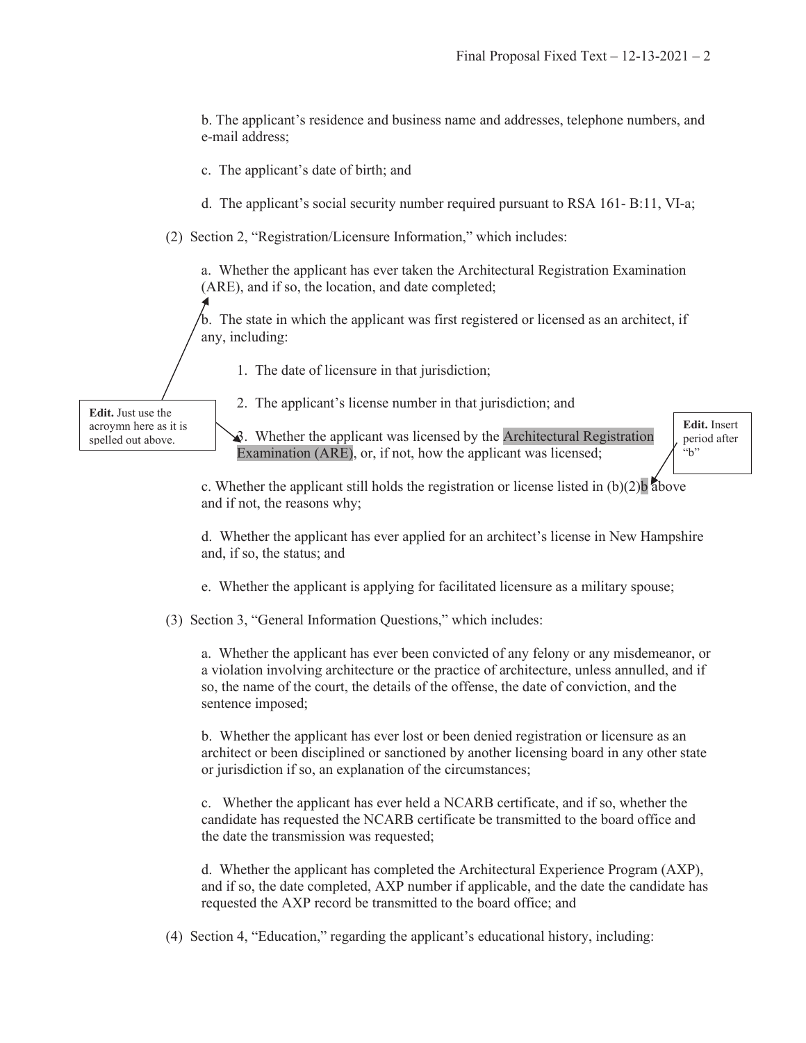b. The applicant's residence and business name and addresses, telephone numbers, and e-mail address;

c. The applicant's date of birth; and

d. The applicant's social security number required pursuant to RSA 161- B:11, VI-a;

(2) Section 2, "Registration/Licensure Information," which includes:

a. Whether the applicant has ever taken the Architectural Registration Examination (ARE), and if so, the location, and date completed;

b. The state in which the applicant was first registered or licensed as an architect, if any, including:

1. The date of licensure in that jurisdiction;

2. The applicant's license number in that jurisdiction; and

3. Whether the applicant was licensed by the Architectural Registration Examination (ARE), or, if not, how the applicant was licensed;

c. Whether the applicant still holds the registration or license listed in (b)(2)b above and if not, the reasons why;

d. Whether the applicant has ever applied for an architect's license in New Hampshire and, if so, the status; and

e. Whether the applicant is applying for facilitated licensure as a military spouse;

(3) Section 3, "General Information Questions," which includes:

a. Whether the applicant has ever been convicted of any felony or any misdemeanor, or a violation involving architecture or the practice of architecture, unless annulled, and if so, the name of the court, the details of the offense, the date of conviction, and the sentence imposed;

b. Whether the applicant has ever lost or been denied registration or licensure as an architect or been disciplined or sanctioned by another licensing board in any other state or jurisdiction if so, an explanation of the circumstances;

c. Whether the applicant has ever held a NCARB certificate, and if so, whether the candidate has requested the NCARB certificate be transmitted to the board office and the date the transmission was requested;

d. Whether the applicant has completed the Architectural Experience Program (AXP), and if so, the date completed, AXP number if applicable, and the date the candidate has requested the AXP record be transmitted to the board office; and

(4) Section 4, "Education," regarding the applicant's educational history, including:

**Edit.** Just use the acroymn here as it is spelled out above.

**Edit.** Insert period after "b"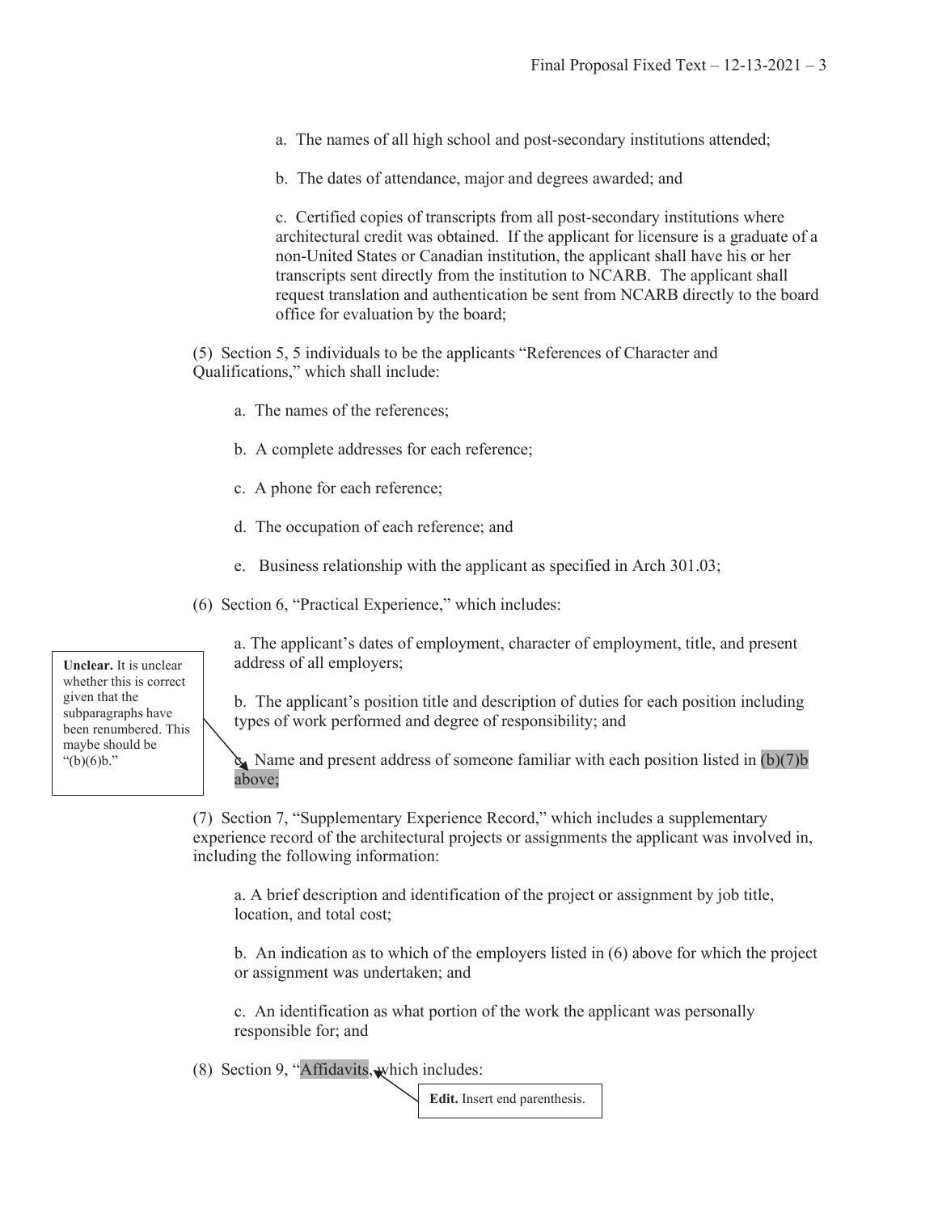a. The names of all high school and post-secondary institutions attended;

b. The dates of attendance, major and degrees awarded; and

c. Certified copies of transcripts from all post-secondary institutions where architectural credit was obtained. If the applicant for licensure is a graduate of a non-United States or Canadian institution, the applicant shall have his or her transcripts sent directly from the institution to NCARB. The applicant shall request translation and authentication be sent from NCARB directly to the board office for evaluation by the board;

(5) Section 5, 5 individuals to be the applicants "References of Character and Qualifications," which shall include:

a. The names of the references;

b. A complete addresses for each reference;

c. A phone for each reference;

d. The occupation of each reference; and

e. Business relationship with the applicant as specified in Arch 301.03;

(6) Section 6, "Practical Experience," which includes:

a. The applicant's dates of employment, character of employment, title, and present address of all employers;

b. The applicant's position title and description of duties for each position including types of work performed and degree of responsibility; and

c. Name and present address of someone familiar with each position listed in (b)(7)b above;

> **Unclear.** It is unclear whether this is correct given that the subparagraphs have been renumbered. This maybe should be "(b)(6)b."

(7) Section 7, "Supplementary Experience Record," which includes a supplementary experience record of the architectural projects or assignments the applicant was involved in, including the following information:

a. A brief description and identification of the project or assignment by job title, location, and total cost;

b. An indication as to which of the employers listed in (6) above for which the project or assignment was undertaken; and

c. An identification as what portion of the work the applicant was personally responsible for; and

(8) Section 9, "Affidavits, which includes:

> **Edit.** Insert end parenthesis.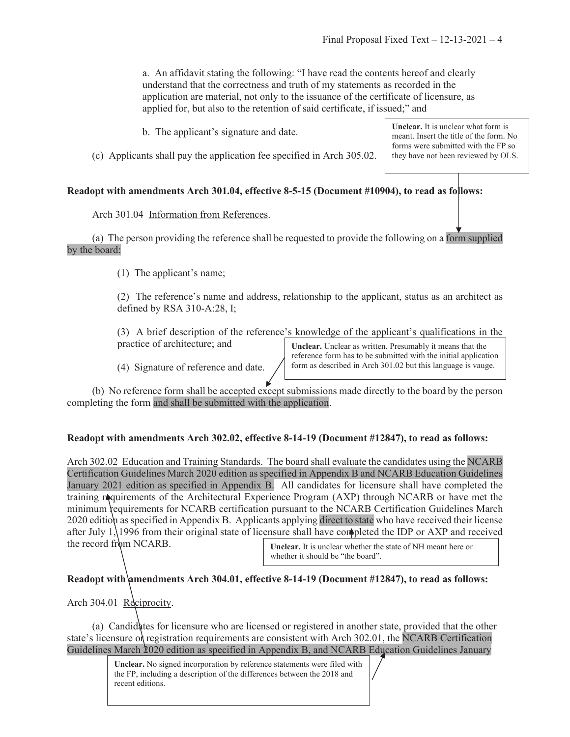a. An affidavit stating the following: "I have read the contents hereof and clearly understand that the correctness and truth of my statements as recorded in the application are material, not only to the issuance of the certificate of licensure, as applied for, but also to the retention of said certificate, if issued;" and

b. The applicant's signature and date.

(c) Applicants shall pay the application fee specified in Arch 305.02.

> **Unclear.** It is unclear what form is meant. Insert the title of the form. No forms were submitted with the FP so they have not been reviewed by OLS.

**Readopt with amendments Arch 301.04, effective 8-5-15 (Document #10904), to read as follows:**

Arch 301.04 Information from References.

(a) The person providing the reference shall be requested to provide the following on a form supplied by the board:

(1) The applicant's name;

(2) The reference's name and address, relationship to the applicant, status as an architect as defined by RSA 310-A:28, I;

(3) A brief description of the reference's knowledge of the applicant's qualifications in the practice of architecture; and

(4) Signature of reference and date.

> **Unclear.** Unclear as written. Presumably it means that the reference form has to be submitted with the initial application form as described in Arch 301.02 but this language is vauge.

(b) No reference form shall be accepted except submissions made directly to the board by the person completing the form and shall be submitted with the application.

**Readopt with amendments Arch 302.02, effective 8-14-19 (Document #12847), to read as follows:**

Arch 302.02 Education and Training Standards. The board shall evaluate the candidates using the NCARB Certification Guidelines March 2020 edition as specified in Appendix B and NCARB Education Guidelines January 2021 edition as specified in Appendix B. All candidates for licensure shall have completed the training requirements of the Architectural Experience Program (AXP) through NCARB or have met the minimum requirements for NCARB certification pursuant to the NCARB Certification Guidelines March 2020 edition as specified in Appendix B. Applicants applying direct to state who have received their license after July 1, 1996 from their original state of licensure shall have completed the IDP or AXP and received the record from NCARB.

> **Unclear.** It is unclear whether the state of NH meant here or whether it should be "the board".

**Readopt with amendments Arch 304.01, effective 8-14-19 (Document #12847), to read as follows:**

Arch 304.01 Reciprocity.

(a) Candidates for licensure who are licensed or registered in another state, provided that the other state's licensure or registration requirements are consistent with Arch 302.01, the NCARB Certification Guidelines March 2020 edition as specified in Appendix B, and NCARB Education Guidelines January

> **Unclear.** No signed incorporation by reference statements were filed with the FP, including a description of the differences between the 2018 and recent editions.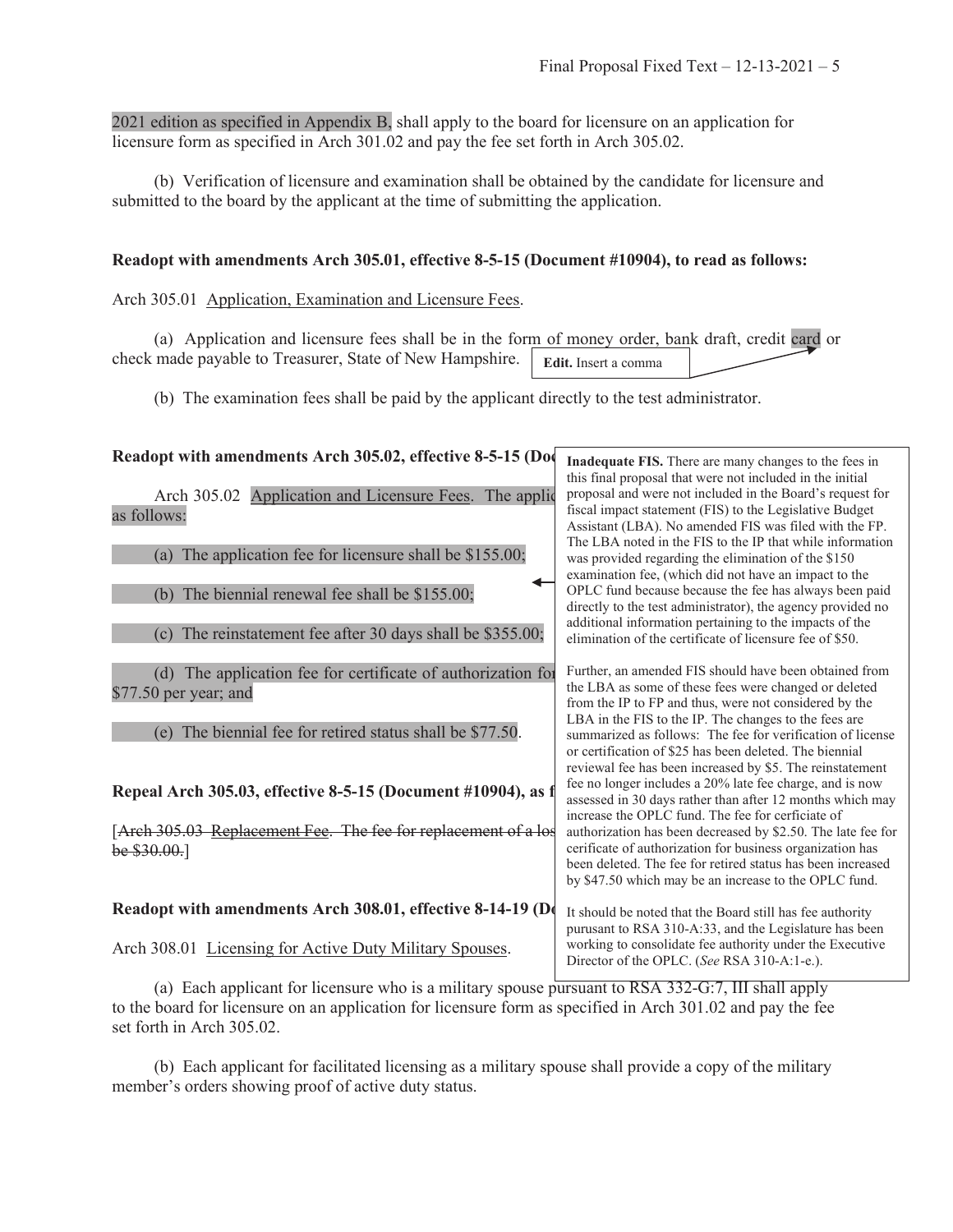2021 edition as specified in Appendix B, shall apply to the board for licensure on an application for licensure form as specified in Arch 301.02 and pay the fee set forth in Arch 305.02.

(b) Verification of licensure and examination shall be obtained by the candidate for licensure and submitted to the board by the applicant at the time of submitting the application.

**Readopt with amendments Arch 305.01, effective 8-5-15 (Document #10904), to read as follows:**

Arch 305.01 Application, Examination and Licensure Fees.

(a) Application and licensure fees shall be in the form of money order, bank draft, credit card or check made payable to Treasurer, State of New Hampshire.

> **Edit.** Insert a comma

(b) The examination fees shall be paid by the applicant directly to the test administrator.

**Readopt with amendments Arch 305.02, effective 8-5-15 (Doc**

Arch 305.02 Application and Licensure Fees. The applic as follows:

(a) The application fee for licensure shall be $155.00;

(b) The biennial renewal fee shall be $155.00;

(c) The reinstatement fee after 30 days shall be $355.00;

(d) The application fee for certificate of authorization for $77.50 per year; and

(e) The biennial fee for retired status shall be $77.50.

> **Inadequate FIS.** There are many changes to the fees in this final proposal that were not included in the initial proposal and were not included in the Board's request for fiscal impact statement (FIS) to the Legislative Budget Assistant (LBA). No amended FIS was filed with the FP. The LBA noted in the FIS to the IP that while information was provided regarding the elimination of the $150 examination fee, (which did not have an impact to the OPLC fund because because the fee has always been paid directly to the test administrator), the agency provided no additional information pertaining to the impacts of the elimination of the certificate of licensure fee of $50.
>
> Further, an amended FIS should have been obtained from the LBA as some of these fees were changed or deleted from the IP to FP and thus, were not considered by the LBA in the FIS to the IP. The changes to the fees are summarized as follows: The fee for verification of license or certification of $25 has been deleted. The biennial reviewal fee has been increased by $5. The reinstatement fee no longer includes a 20% late fee charge, and is now assessed in 30 days rather than after 12 months which may increase the OPLC fund. The fee for cerficiate of authorization has been decreased by $2.50. The late fee for cerificate of authorization for business organization has been deleted. The fee for retired status has been increased by $47.50 which may be an increase to the OPLC fund.
>
> It should be noted that the Board still has fee authority pursuant to RSA 310-A:33, and the Legislature has been working to consolidate fee authority under the Executive Director of the OPLC. (*See* RSA 310-A:1-e.).

**Repeal Arch 305.03, effective 8-5-15 (Document #10904), as f**

[~~Arch 305.03 Replacement Fee. The fee for replacement of a los~~ ~~be $30.00.~~]

**Readopt with amendments Arch 308.01, effective 8-14-19 (Do**

Arch 308.01 Licensing for Active Duty Military Spouses.

(a) Each applicant for licensure who is a military spouse pursuant to RSA 332-G:7, III shall apply to the board for licensure on an application for licensure form as specified in Arch 301.02 and pay the fee set forth in Arch 305.02.

(b) Each applicant for facilitated licensing as a military spouse shall provide a copy of the military member's orders showing proof of active duty status.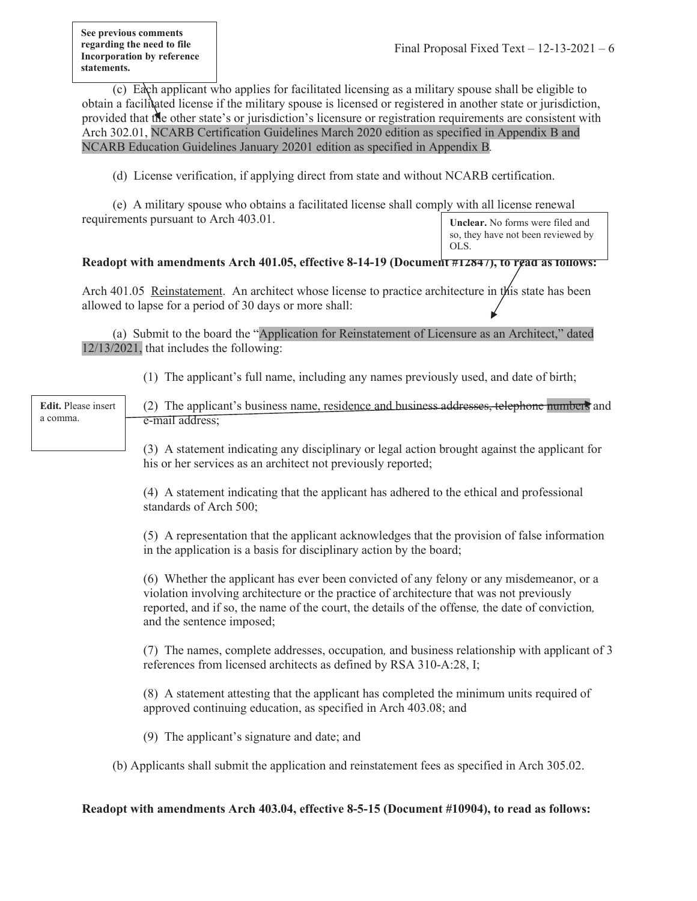See previous comments regarding the need to file Incorporation by reference statements.

(c) Each applicant who applies for facilitated licensing as a military spouse shall be eligible to obtain a facilitated license if the military spouse is licensed or registered in another state or jurisdiction, provided that the other state's or jurisdiction's licensure or registration requirements are consistent with Arch 302.01, NCARB Certification Guidelines March 2020 edition as specified in Appendix B and NCARB Education Guidelines January 20201 edition as specified in Appendix B.

(d) License verification, if applying direct from state and without NCARB certification.

(e) A military spouse who obtains a facilitated license shall comply with all license renewal requirements pursuant to Arch 403.01.

**Unclear.** No forms were filed and so, they have not been reviewed by OLS.

**Readopt with amendments Arch 401.05, effective 8-14-19 (Document #12847), to read as follows:**

Arch 401.05 Reinstatement. An architect whose license to practice architecture in this state has been allowed to lapse for a period of 30 days or more shall:

(a) Submit to the board the "Application for Reinstatement of Licensure as an Architect," dated 12/13/2021, that includes the following:

(1) The applicant's full name, including any names previously used, and date of birth;

(2) The applicant's business name, residence and business addresses, ~~telephone numbers~~ and e-mail address;

**Edit.** Please insert a comma.

(3) A statement indicating any disciplinary or legal action brought against the applicant for his or her services as an architect not previously reported;

(4) A statement indicating that the applicant has adhered to the ethical and professional standards of Arch 500;

(5) A representation that the applicant acknowledges that the provision of false information in the application is a basis for disciplinary action by the board;

(6) Whether the applicant has ever been convicted of any felony or any misdemeanor, or a violation involving architecture or the practice of architecture that was not previously reported, and if so, the name of the court, the details of the offense, the date of conviction, and the sentence imposed;

(7) The names, complete addresses, occupation, and business relationship with applicant of 3 references from licensed architects as defined by RSA 310-A:28, I;

(8) A statement attesting that the applicant has completed the minimum units required of approved continuing education, as specified in Arch 403.08; and

(9) The applicant's signature and date; and

(b) Applicants shall submit the application and reinstatement fees as specified in Arch 305.02.

**Readopt with amendments Arch 403.04, effective 8-5-15 (Document #10904), to read as follows:**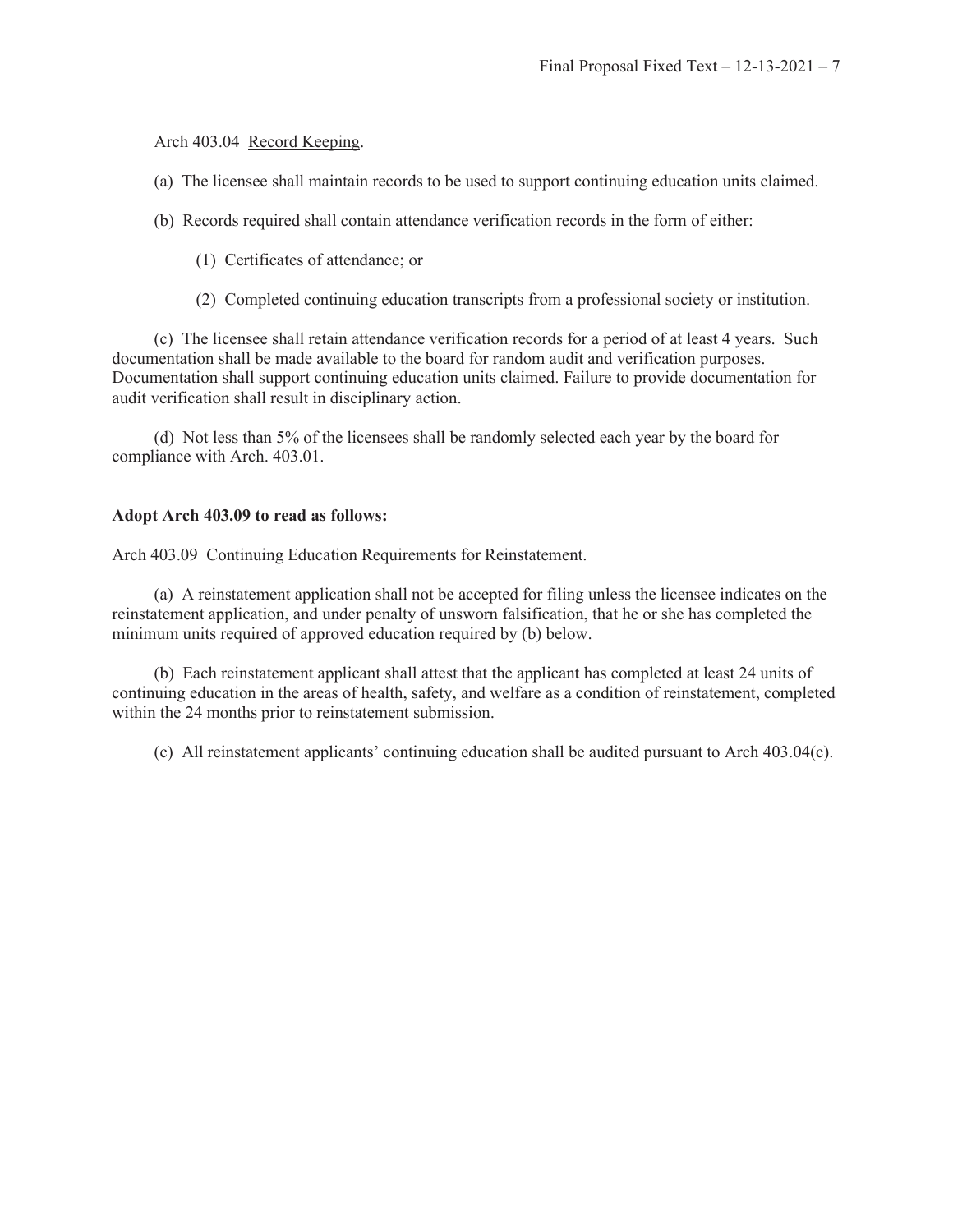Arch 403.04 Record Keeping.

(a) The licensee shall maintain records to be used to support continuing education units claimed.

(b) Records required shall contain attendance verification records in the form of either:

(1) Certificates of attendance; or

(2) Completed continuing education transcripts from a professional society or institution.

(c) The licensee shall retain attendance verification records for a period of at least 4 years. Such documentation shall be made available to the board for random audit and verification purposes. Documentation shall support continuing education units claimed. Failure to provide documentation for audit verification shall result in disciplinary action.

(d) Not less than 5% of the licensees shall be randomly selected each year by the board for compliance with Arch. 403.01.

**Adopt Arch 403.09 to read as follows:**

Arch 403.09 Continuing Education Requirements for Reinstatement.

(a) A reinstatement application shall not be accepted for filing unless the licensee indicates on the reinstatement application, and under penalty of unsworn falsification, that he or she has completed the minimum units required of approved education required by (b) below.

(b) Each reinstatement applicant shall attest that the applicant has completed at least 24 units of continuing education in the areas of health, safety, and welfare as a condition of reinstatement, completed within the 24 months prior to reinstatement submission.

(c) All reinstatement applicants' continuing education shall be audited pursuant to Arch 403.04(c).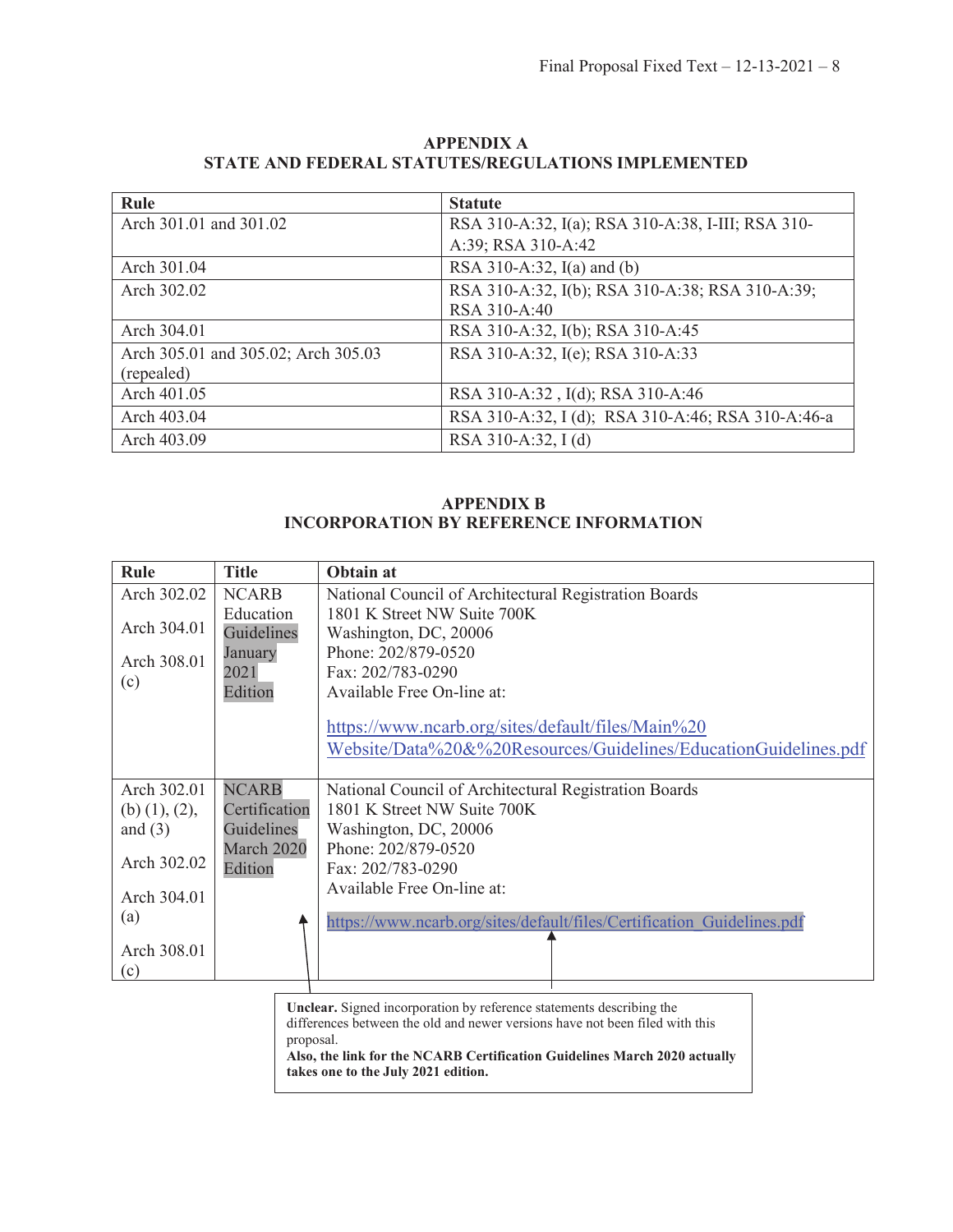## APPENDIX A
## STATE AND FEDERAL STATUTES/REGULATIONS IMPLEMENTED

| Rule | Statute |
|---|---|
| Arch 301.01 and 301.02 | RSA 310-A:32, I(a); RSA 310-A:38, I-III; RSA 310-A:39; RSA 310-A:42 |
| Arch 301.04 | RSA 310-A:32, I(a) and (b) |
| Arch 302.02 | RSA 310-A:32, I(b); RSA 310-A:38; RSA 310-A:39; RSA 310-A:40 |
| Arch 304.01 | RSA 310-A:32, I(b); RSA 310-A:45 |
| Arch 305.01 and 305.02; Arch 305.03 (repealed) | RSA 310-A:32, I(e); RSA 310-A:33 |
| Arch 401.05 | RSA 310-A:32 , I(d); RSA 310-A:46 |
| Arch 403.04 | RSA 310-A:32, I (d); RSA 310-A:46; RSA 310-A:46-a |
| Arch 403.09 | RSA 310-A:32, I (d) |

## APPENDIX B
## INCORPORATION BY REFERENCE INFORMATION

| Rule | Title | Obtain at |
|---|---|---|
| Arch 302.02<br><br>Arch 304.01<br><br>Arch 308.01 (c) | NCARB Education Guidelines January 2021 Edition | National Council of Architectural Registration Boards<br>1801 K Street NW Suite 700K<br>Washington, DC, 20006<br>Phone: 202/879-0520<br>Fax: 202/783-0290<br>Available Free On-line at:<br><br>https://www.ncarb.org/sites/default/files/Main%20 Website/Data%20&%20Resources/Guidelines/EducationGuidelines.pdf |
| Arch 302.01 (b) (1), (2), and (3)<br><br>Arch 302.02<br><br>Arch 304.01 (a)<br><br>Arch 308.01 (c) | NCARB Certification Guidelines March 2020 Edition | National Council of Architectural Registration Boards<br>1801 K Street NW Suite 700K<br>Washington, DC, 20006<br>Phone: 202/879-0520<br>Fax: 202/783-0290<br>Available Free On-line at:<br><br>https://www.ncarb.org/sites/default/files/Certification_Guidelines.pdf |

**Unclear.** Signed incorporation by reference statements describing the differences between the old and newer versions have not been filed with this proposal.
**Also, the link for the NCARB Certification Guidelines March 2020 actually takes one to the July 2021 edition.**